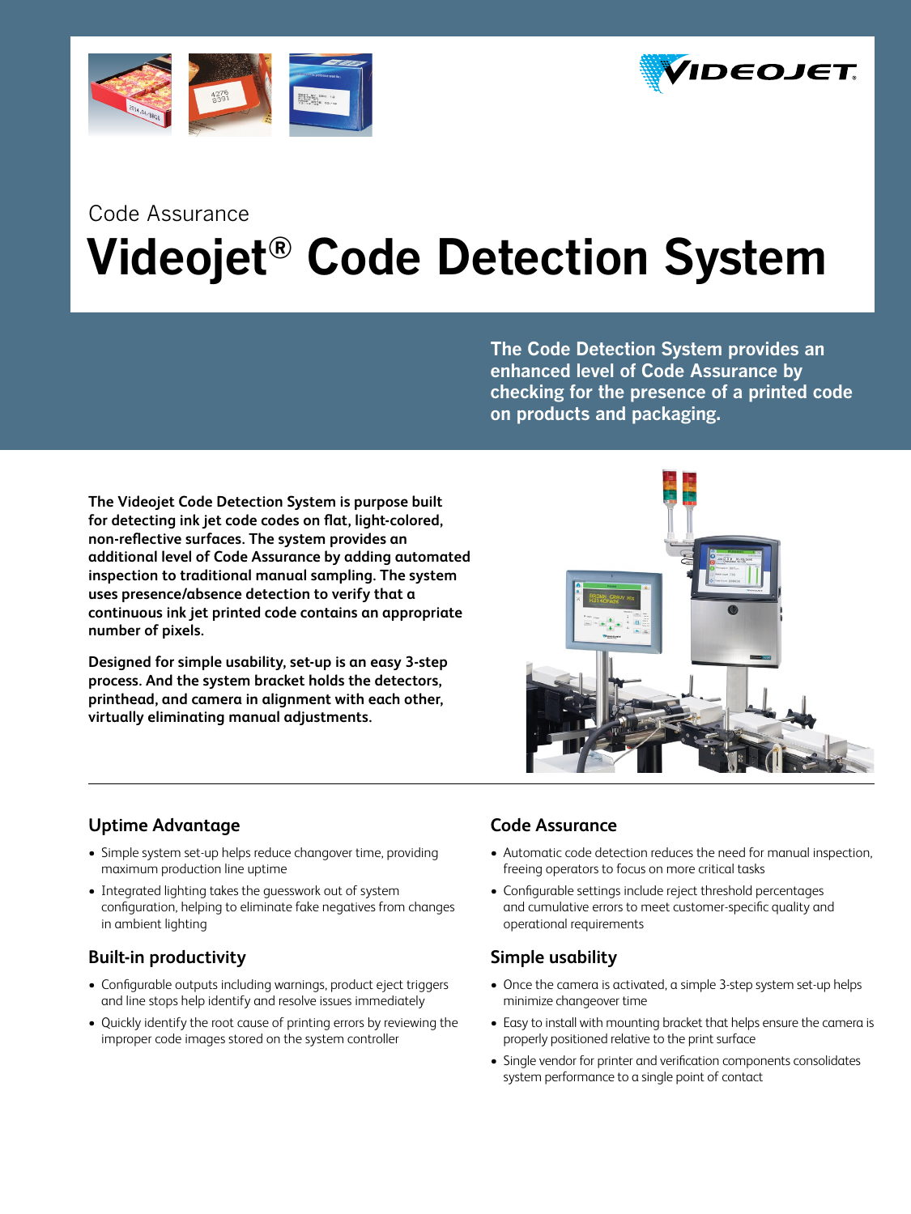Code Assurance

# Videojet® Code Detection System

**The Code Detection System provides an enhanced level of Code Assurance by checking for the presence of a printed code on products and packaging.**

**The Videojet Code Detection System is purpose built for detecting ink jet code codes on flat, light-colored, non-reflective surfaces. The system provides an additional level of Code Assurance by adding automated inspection to traditional manual sampling. The system uses presence/absence detection to verify that a continuous ink jet printed code contains an appropriate number of pixels.**

**Designed for simple usability, set-up is an easy 3-step process. And the system bracket holds the detectors, printhead, and camera in alignment with each other, virtually eliminating manual adjustments.**

## Uptime Advantage

- Simple system set-up helps reduce changeover time, providing maximum production line uptime
- Integrated lighting takes the guesswork out of system configuration, helping to eliminate fake negatives from changes in ambient lighting

## Built-in productivity

- Configurable outputs including warnings, product eject triggers and line stops help identify and resolve issues immediately
- Quickly identify the root cause of printing errors by reviewing the improper code images stored on the system controller

## Code Assurance

- Automatic code detection reduces the need for manual inspection, freeing operators to focus on more critical tasks
- Configurable settings include reject threshold percentages and cumulative errors to meet customer-specific quality and operational requirements

## Simple usability

- Once the camera is activated, a simple 3-step system set-up helps minimize changeover time
- Easy to install with mounting bracket that helps ensure the camera is properly positioned relative to the print surface
- Single vendor for printer and verification components consolidates system performance to a single point of contact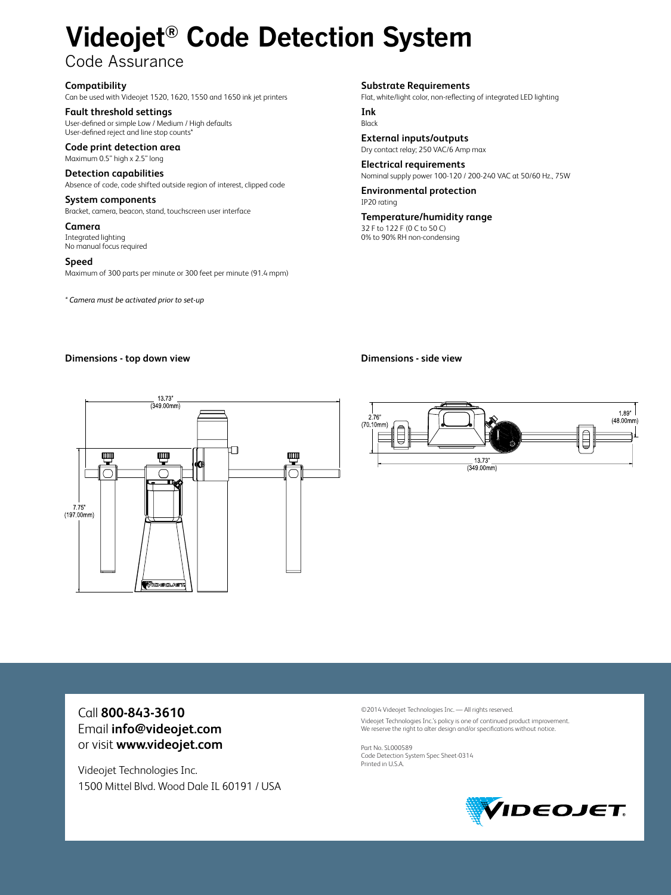# Videojet® Code Detection System

## Code Assurance

**Compatibility**
Can be used with Videojet 1520, 1620, 1550 and 1650 ink jet printers

**Fault threshold settings**
User-defined or simple Low / Medium / High defaults
User-defined reject and line stop counts*

**Code print detection area**
Maximum 0.5" high x 2.5" long

**Detection capabilities**
Absence of code, code shifted outside region of interest, clipped code

**System components**
Bracket, camera, beacon, stand, touchscreen user interface

**Camera**
Integrated lighting
No manual focus required

**Speed**
Maximum of 300 parts per minute or 300 feet per minute (91.4 mpm)

*\* Camera must be activated prior to set-up*

**Substrate Requirements**
Flat, white/light color, non-reflecting of integrated LED lighting

**Ink**
Black

**External inputs/outputs**
Dry contact relay; 250 VAC/6 Amp max

**Electrical requirements**
Nominal supply power 100-120 / 200-240 VAC at 50/60 Hz., 75W

**Environmental protection**
IP20 rating

**Temperature/humidity range**
32 F to 122 F (0 C to 50 C)
0% to 90% RH non-condensing

**Dimensions - top down view**

13.73"
(349.00mm)

7.75"
(197.00mm)

**Dimensions - side view**

2.76"
(70.10mm)

1.89"
(48.00mm)

13.73"
(349.00mm)

Call **800-843-3610**
Email **info@videojet.com**
or visit **www.videojet.com**

Videojet Technologies Inc.
1500 Mittel Blvd. Wood Dale IL 60191 / USA

©2014 Videojet Technologies Inc. — All rights reserved.

Videojet Technologies Inc.'s policy is one of continued product improvement. We reserve the right to alter design and/or specifications without notice.

Part No. SL000589
Code Detection System Spec Sheet-0314
Printed in U.S.A.